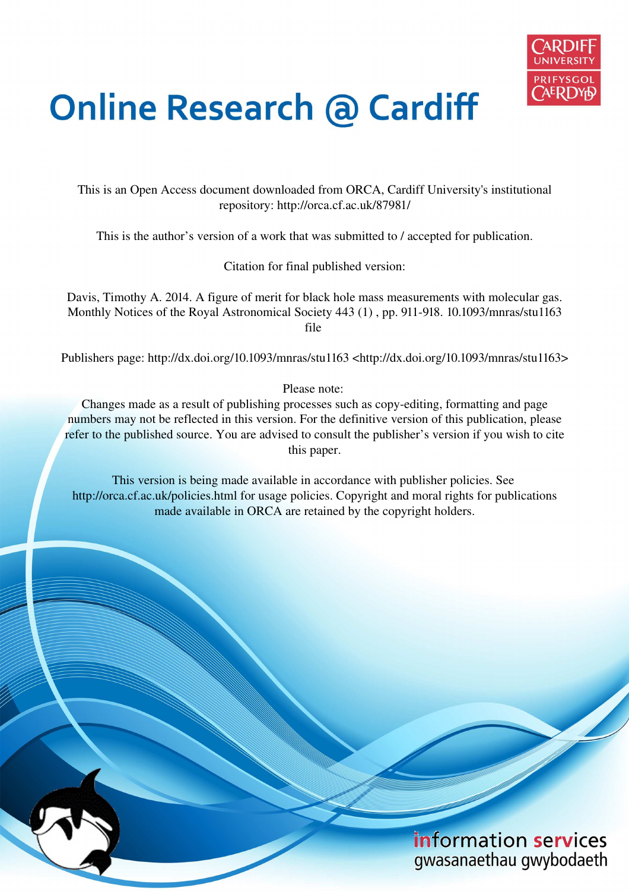# Online Research @ Cardiff

This is an Open Access document downloaded from ORCA, Cardiff University's institutional repository: http://orca.cf.ac.uk/87981/

This is the author's version of a work that was submitted to / accepted for publication.

Citation for final published version:

Davis, Timothy A. 2014. A figure of merit for black hole mass measurements with molecular gas. Monthly Notices of the Royal Astronomical Society 443 (1) , pp. 911-918. 10.1093/mnras/stu1163 file

Publishers page: http://dx.doi.org/10.1093/mnras/stu1163 <http://dx.doi.org/10.1093/mnras/stu1163>

Please note:
Changes made as a result of publishing processes such as copy-editing, formatting and page numbers may not be reflected in this version. For the definitive version of this publication, please refer to the published source. You are advised to consult the publisher's version if you wish to cite this paper.

This version is being made available in accordance with publisher policies. See http://orca.cf.ac.uk/policies.html for usage policies. Copyright and moral rights for publications made available in ORCA are retained by the copyright holders.

information services
gwasanaethau gwybodaeth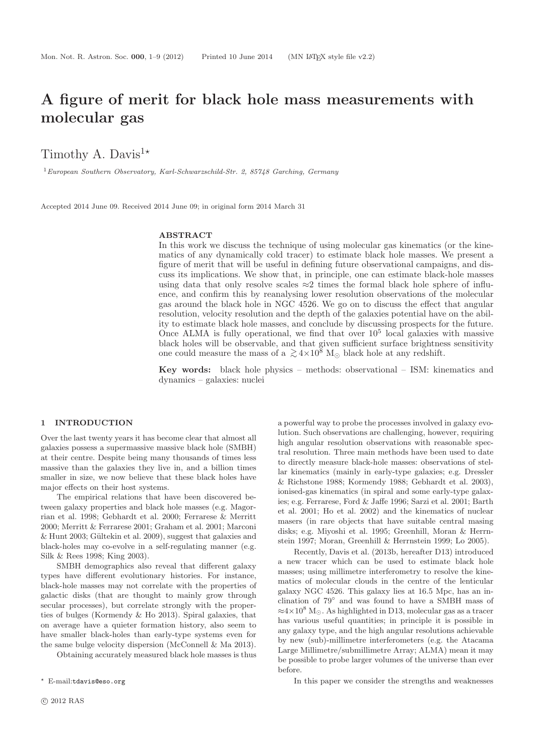# A figure of merit for black hole mass measurements with molecular gas

Timothy A. Davis[1]*

[1] *European Southern Observatory, Karl-Schwarzschild-Str. 2, 85748 Garching, Germany*

Accepted 2014 June 09. Received 2014 June 09; in original form 2014 March 31

## ABSTRACT

In this work we discuss the technique of using molecular gas kinematics (or the kinematics of any dynamically cold tracer) to estimate black hole masses. We present a figure of merit that will be useful in defining future observational campaigns, and discuss its implications. We show that, in principle, one can estimate black-hole masses using data that only resolve scales ≈2 times the formal black hole sphere of influence, and confirm this by reanalysing lower resolution observations of the molecular gas around the black hole in NGC 4526. We go on to discuss the effect that angular resolution, velocity resolution and the depth of the galaxies potential have on the ability to estimate black hole masses, and conclude by discussing prospects for the future. Once ALMA is fully operational, we find that over $10^5$ local galaxies with massive black holes will be observable, and that given sufficient surface brightness sensitivity one could measure the mass of a $\gtrsim 4\times10^8$ $M_\odot$ black hole at any redshift.

**Key words:** black hole physics – methods: observational – ISM: kinematics and dynamics – galaxies: nuclei

## 1 INTRODUCTION

Over the last twenty years it has become clear that almost all galaxies possess a supermassive massive black hole (SMBH) at their centre. Despite being many thousands of times less massive than the galaxies they live in, and a billion times smaller in size, we now believe that these black holes have major effects on their host systems.

The empirical relations that have been discovered between galaxy properties and black hole masses (e.g. Magorrian et al. 1998; Gebhardt et al. 2000; Ferrarese & Merritt 2000; Merritt & Ferrarese 2001; Graham et al. 2001; Marconi & Hunt 2003; Gültekin et al. 2009), suggest that galaxies and black-holes may co-evolve in a self-regulating manner (e.g. Silk & Rees 1998; King 2003).

SMBH demographics also reveal that different galaxy types have different evolutionary histories. For instance, black-hole masses may not correlate with the properties of galactic disks (that are thought to mainly grow through secular processes), but correlate strongly with the properties of bulges (Kormendy & Ho 2013). Spiral galaxies, that on average have a quieter formation history, also seem to have smaller black-holes than early-type systems even for the same bulge velocity dispersion (McConnell & Ma 2013).

Obtaining accurately measured black hole masses is thus a powerful way to probe the processes involved in galaxy evolution. Such observations are challenging, however, requiring high angular resolution observations with reasonable spectral resolution. Three main methods have been used to date to directly measure black-hole masses: observations of stellar kinematics (mainly in early-type galaxies; e.g. Dressler & Richstone 1988; Kormendy 1988; Gebhardt et al. 2003), ionised-gas kinematics (in spiral and some early-type galaxies; e.g. Ferrarese, Ford & Jaffe 1996; Sarzi et al. 2001; Barth et al. 2001; Ho et al. 2002) and the kinematics of nuclear masers (in rare objects that have suitable central masing disks; e.g. Miyoshi et al. 1995; Greenhill, Moran & Herrnstein 1997; Moran, Greenhill & Herrnstein 1999; Lo 2005).

Recently, Davis et al. (2013b, hereafter D13) introduced a new tracer which can be used to estimate black hole masses; using millimetre interferometry to resolve the kinematics of molecular clouds in the centre of the lenticular galaxy NGC 4526. This galaxy lies at 16.5 Mpc, has an inclination of 79° and was found to have a SMBH mass of $\approx 4\times10^8$ $M_\odot$. As highlighted in D13, molecular gas as a tracer has various useful quantities; in principle it is possible in any galaxy type, and the high angular resolutions achievable by new (sub)-millimetre interferometers (e.g. the Atacama Large Millimetre/submillimetre Array; ALMA) mean it may be possible to probe larger volumes of the universe than ever before.

In this paper we consider the strengths and weaknesses

* E-mail: tdavis@eso.org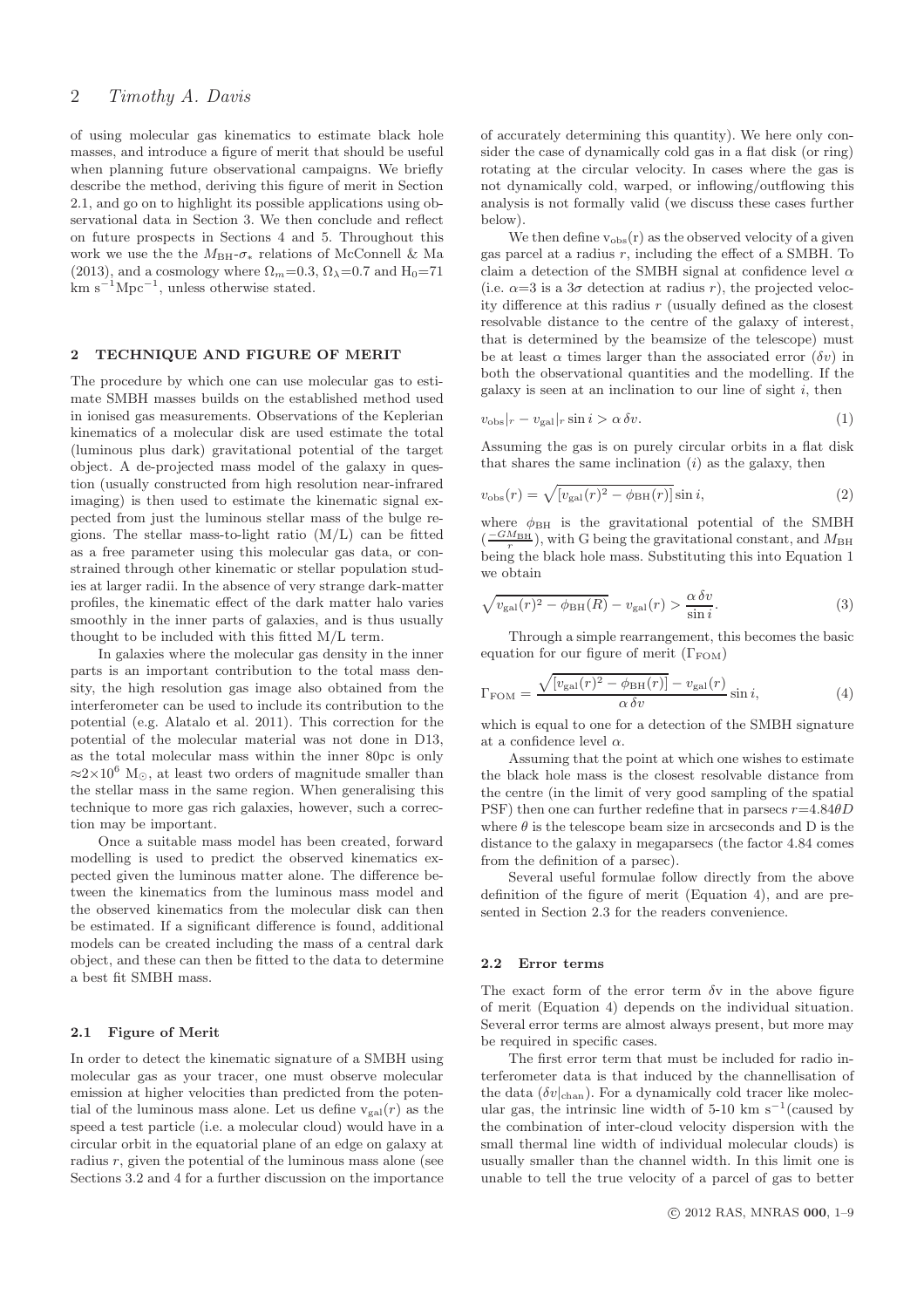of using molecular gas kinematics to estimate black hole masses, and introduce a figure of merit that should be useful when planning future observational campaigns. We briefly describe the method, deriving this figure of merit in Section 2.1, and go on to highlight its possible applications using observational data in Section 3. We then conclude and reflect on future prospects in Sections 4 and 5. Throughout this work we use the the $M_{\rm BH}$-$\sigma_*$ relations of McConnell & Ma (2013), and a cosmology where $\Omega_m$=0.3, $\Omega_\lambda$=0.7 and $H_0$=71 km s$^{-1}$Mpc$^{-1}$, unless otherwise stated.

## 2 TECHNIQUE AND FIGURE OF MERIT

The procedure by which one can use molecular gas to estimate SMBH masses builds on the established method used in ionised gas measurements. Observations of the Keplerian kinematics of a molecular disk are used estimate the total (luminous plus dark) gravitational potential of the target object. A de-projected mass model of the galaxy in question (usually constructed from high resolution near-infrared imaging) is then used to estimate the kinematic signal expected from just the luminous stellar mass of the bulge regions. The stellar mass-to-light ratio (M/L) can be fitted as a free parameter using this molecular gas data, or constrained through other kinematic or stellar population studies at larger radii. In the absence of very strange dark-matter profiles, the kinematic effect of the dark matter halo varies smoothly in the inner parts of galaxies, and is thus usually thought to be included with this fitted M/L term.

In galaxies where the molecular gas density in the inner parts is an important contribution to the total mass density, the high resolution gas image also obtained from the interferometer can be used to include its contribution to the potential (e.g. Alatalo et al. 2011). This correction for the potential of the molecular material was not done in D13, as the total molecular mass within the inner 80pc is only $\approx$2$\times$10$^6$ M$_\odot$, at least two orders of magnitude smaller than the stellar mass in the same region. When generalising this technique to more gas rich galaxies, however, such a correction may be important.

Once a suitable mass model has been created, forward modelling is used to predict the observed kinematics expected given the luminous matter alone. The difference between the kinematics from the luminous mass model and the observed kinematics from the molecular disk can then be estimated. If a significant difference is found, additional models can be created including the mass of a central dark object, and these can then be fitted to the data to determine a best fit SMBH mass.

### 2.1 Figure of Merit

In order to detect the kinematic signature of a SMBH using molecular gas as your tracer, one must observe molecular emission at higher velocities than predicted from the potential of the luminous mass alone. Let us define $v_{\rm gal}(r)$ as the speed a test particle (i.e. a molecular cloud) would have in a circular orbit in the equatorial plane of an edge on galaxy at radius $r$, given the potential of the luminous mass alone (see Sections 3.2 and 4 for a further discussion on the importance of accurately determining this quantity). We here only consider the case of dynamically cold gas in a flat disk (or ring) rotating at the circular velocity. In cases where the gas is not dynamically cold, warped, or inflowing/outflowing this analysis is not formally valid (we discuss these cases further below).

We then define $v_{\rm obs}$(r) as the observed velocity of a given gas parcel at a radius $r$, including the effect of a SMBH. To claim a detection of the SMBH signal at confidence level $\alpha$ (i.e. $\alpha$=3 is a 3$\sigma$ detection at radius $r$), the projected velocity difference at this radius $r$ (usually defined as the closest resolvable distance to the centre of the galaxy of interest, that is determined by the beamsize of the telescope) must be at least $\alpha$ times larger than the associated error ($\delta v$) in both the observational quantities and the modelling. If the galaxy is seen at an inclination to our line of sight $i$, then

$$v_{\rm obs}|_r - v_{\rm gal}|_r \sin i > \alpha\, \delta v. \tag{1}$$

Assuming the gas is on purely circular orbits in a flat disk that shares the same inclination ($i$) as the galaxy, then

$$v_{\rm obs}(r) = \sqrt{[v_{\rm gal}(r)^2 - \phi_{\rm BH}(r)]} \sin i, \tag{2}$$

where $\phi_{\rm BH}$ is the gravitational potential of the SMBH ($\frac{-GM_{\rm BH}}{r}$), with G being the gravitational constant, and $M_{\rm BH}$ being the black hole mass. Substituting this into Equation 1 we obtain

$$\sqrt{v_{\rm gal}(r)^2 - \phi_{\rm BH}(R)} - v_{\rm gal}(r) > \frac{\alpha\, \delta v}{\sin i}. \tag{3}$$

Through a simple rearrangement, this becomes the basic equation for our figure of merit ($\Gamma_{\rm FOM}$)

$$\Gamma_{\rm FOM} = \frac{\sqrt{[v_{\rm gal}(r)^2 - \phi_{\rm BH}(r)]} - v_{\rm gal}(r)}{\alpha\, \delta v} \sin i, \tag{4}$$

which is equal to one for a detection of the SMBH signature at a confidence level $\alpha$.

Assuming that the point at which one wishes to estimate the black hole mass is the closest resolvable distance from the centre (in the limit of very good sampling of the spatial PSF) then one can further redefine that in parsecs $r$=4.84$\theta D$ where $\theta$ is the telescope beam size in arcseconds and D is the distance to the galaxy in megaparsecs (the factor 4.84 comes from the definition of a parsec).

Several useful formulae follow directly from the above definition of the figure of merit (Equation 4), and are presented in Section 2.3 for the readers convenience.

### 2.2 Error terms

The exact form of the error term $\delta$v in the above figure of merit (Equation 4) depends on the individual situation. Several error terms are almost always present, but more may be required in specific cases.

The first error term that must be included for radio interferometer data is that induced by the channellisation of the data ($\delta v|_{\rm chan}$). For a dynamically cold tracer like molecular gas, the intrinsic line width of 5-10 km s$^{-1}$(caused by the combination of inter-cloud velocity dispersion with the small thermal line width of individual molecular clouds) is usually smaller than the channel width. In this limit one is unable to tell the true velocity of a parcel of gas to better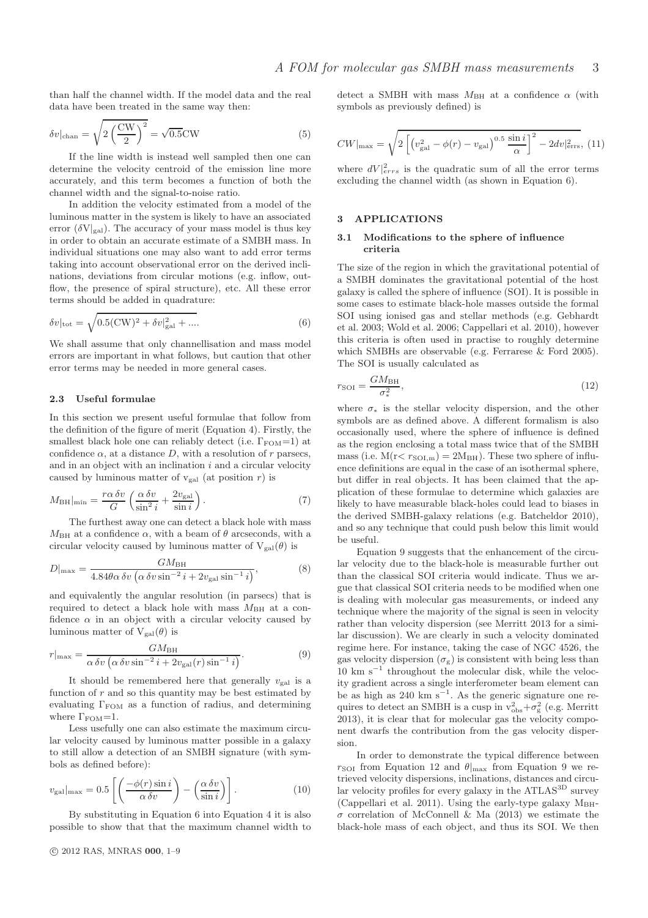than half the channel width. If the model data and the real data have been treated in the same way then:

$$\delta v|_{\rm chan} = \sqrt{2\left(\frac{\rm CW}{2}\right)^2} = \sqrt{0.5}{\rm CW} \tag{5}$$

If the line width is instead well sampled then one can determine the velocity centroid of the emission line more accurately, and this term becomes a function of both the channel width and the signal-to-noise ratio.

In addition the velocity estimated from a model of the luminous matter in the system is likely to have an associated error ($\delta {\rm V}|_{\rm gal}$). The accuracy of your mass model is thus key in order to obtain an accurate estimate of a SMBH mass. In individual situations one may also want to add error terms taking into account observational error on the derived inclinations, deviations from circular motions (e.g. inflow, outflow, the presence of spiral structure), etc. All these error terms should be added in quadrature:

$$\delta v|_{\rm tot} = \sqrt{0.5({\rm CW})^2 + \delta v|_{\rm gal}^2 + ....} \tag{6}$$

We shall assume that only channellisation and mass model errors are important in what follows, but caution that other error terms may be needed in more general cases.

### 2.3 Useful formulae

In this section we present useful formulae that follow from the definition of the figure of merit (Equation 4). Firstly, the smallest black hole one can reliably detect (i.e. $\Gamma_{\rm FOM}$=1) at confidence $\alpha$, at a distance $D$, with a resolution of $r$ parsecs, and in an object with an inclination $i$ and a circular velocity caused by luminous matter of $v_{\rm gal}$ (at position $r$) is

$$M_{\rm BH}|_{\rm min} = \frac{r\alpha\,\delta v}{G}\left(\frac{\alpha\,\delta v}{\sin^2 i} + \frac{2v_{\rm gal}}{\sin i}\right). \tag{7}$$

The furthest away one can detect a black hole with mass $M_{\rm BH}$ at a confidence $\alpha$, with a beam of $\theta$ arcseconds, with a circular velocity caused by luminous matter of $V_{\rm gal}(\theta)$ is

$$D|_{\rm max} = \frac{GM_{\rm BH}}{4.84\theta\alpha\,\delta v\left(\alpha\,\delta v \sin^{-2} i + 2v_{\rm gal}\sin^{-1} i\right)}, \tag{8}$$

and equivalently the angular resolution (in parsecs) that is required to detect a black hole with mass $M_{\rm BH}$ at a confidence $\alpha$ in an object with a circular velocity caused by luminous matter of $V_{\rm gal}(\theta)$ is

$$r|_{\rm max} = \frac{GM_{\rm BH}}{\alpha\,\delta v\left(\alpha\,\delta v\sin^{-2} i + 2v_{\rm gal}(r)\sin^{-1} i\right)}. \tag{9}$$

It should be remembered here that generally $v_{\rm gal}$ is a function of $r$ and so this quantity may be best estimated by evaluating $\Gamma_{\rm FOM}$ as a function of radius, and determining where $\Gamma_{\rm FOM}$=1.

Less usefully one can also estimate the maximum circular velocity caused by luminous matter possible in a galaxy to still allow a detection of an SMBH signature (with symbols as defined before):

$$v_{\rm gal}|_{\rm max} = 0.5\left[\left(\frac{-\phi(r)\sin i}{\alpha\,\delta v}\right) - \left(\frac{\alpha\,\delta v}{\sin i}\right)\right]. \tag{10}$$

By substituting in Equation 6 into Equation 4 it is also possible to show that that the maximum channel width to detect a SMBH with mass $M_{\rm BH}$ at a confidence $\alpha$ (with symbols as previously defined) is

$$CW|_{\rm max} = \sqrt{2\left[\left(v_{\rm gal}^2 - \phi(r) - v_{\rm gal}\right)^{0.5}\frac{\sin i}{\alpha}\right]^2 - 2dv|_{\rm errs}^2}, \tag{11}$$

where $dV|_{errs}^2$ is the quadratic sum of all the error terms excluding the channel width (as shown in Equation 6).

## 3 APPLICATIONS

### 3.1 Modifications to the sphere of influence criteria

The size of the region in which the gravitational potential of a SMBH dominates the gravitational potential of the host galaxy is called the sphere of influence (SOI). It is possible in some cases to estimate black-hole masses outside the formal SOI using ionised gas and stellar methods (e.g. Gebhardt et al. 2003; Wold et al. 2006; Cappellari et al. 2010), however this criteria is often used in practise to roughly determine which SMBHs are observable (e.g. Ferrarese & Ford 2005). The SOI is usually calculated as

$$r_{\rm SOI} = \frac{GM_{\rm BH}}{\sigma_*^2}, \tag{12}$$

where $\sigma_*$ is the stellar velocity dispersion, and the other symbols are as defined above. A different formalism is also occasionally used, where the sphere of influence is defined as the region enclosing a total mass twice that of the SMBH mass (i.e. $M(r< r_{\rm SOI,m}) = 2M_{\rm BH}$). These two sphere of influence definitions are equal in the case of an isothermal sphere, but differ in real objects. It has been claimed that the application of these formulae to determine which galaxies are likely to have measurable black-holes could lead to biases in the derived SMBH-galaxy relations (e.g. Batcheldor 2010), and so any technique that could push below this limit would be useful.

Equation 9 suggests that the enhancement of the circular velocity due to the black-hole is measurable further out than the classical SOI criteria would indicate. Thus we argue that classical SOI criteria needs to be modified when one is dealing with molecular gas measurements, or indeed any technique where the majority of the signal is seen in velocity rather than velocity dispersion (see Merritt 2013 for a similar discussion). We are clearly in such a velocity dominated regime here. For instance, taking the case of NGC 4526, the gas velocity dispersion ($\sigma_{\rm g}$) is consistent with being less than 10 km s$^{-1}$ throughout the molecular disk, while the velocity gradient across a single interferometer beam element can be as high as 240 km s$^{-1}$. As the generic signature one requires to detect an SMBH is a cusp in $v_{\rm obs}^2 + \sigma_{\rm g}^2$ (e.g. Merritt 2013), it is clear that for molecular gas the velocity component dwarfs the contribution from the gas velocity dispersion.

In order to demonstrate the typical difference between $r_{\rm SOI}$ from Equation 12 and $\theta|_{\rm max}$ from Equation 9 we retrieved velocity dispersions, inclinations, distances and circular velocity profiles for every galaxy in the ATLAS$^{\rm 3D}$ survey (Cappellari et al. 2011). Using the early-type galaxy $M_{\rm BH}$-$\sigma$ correlation of McConnell & Ma (2013) we estimate the black-hole mass of each object, and thus its SOI. We then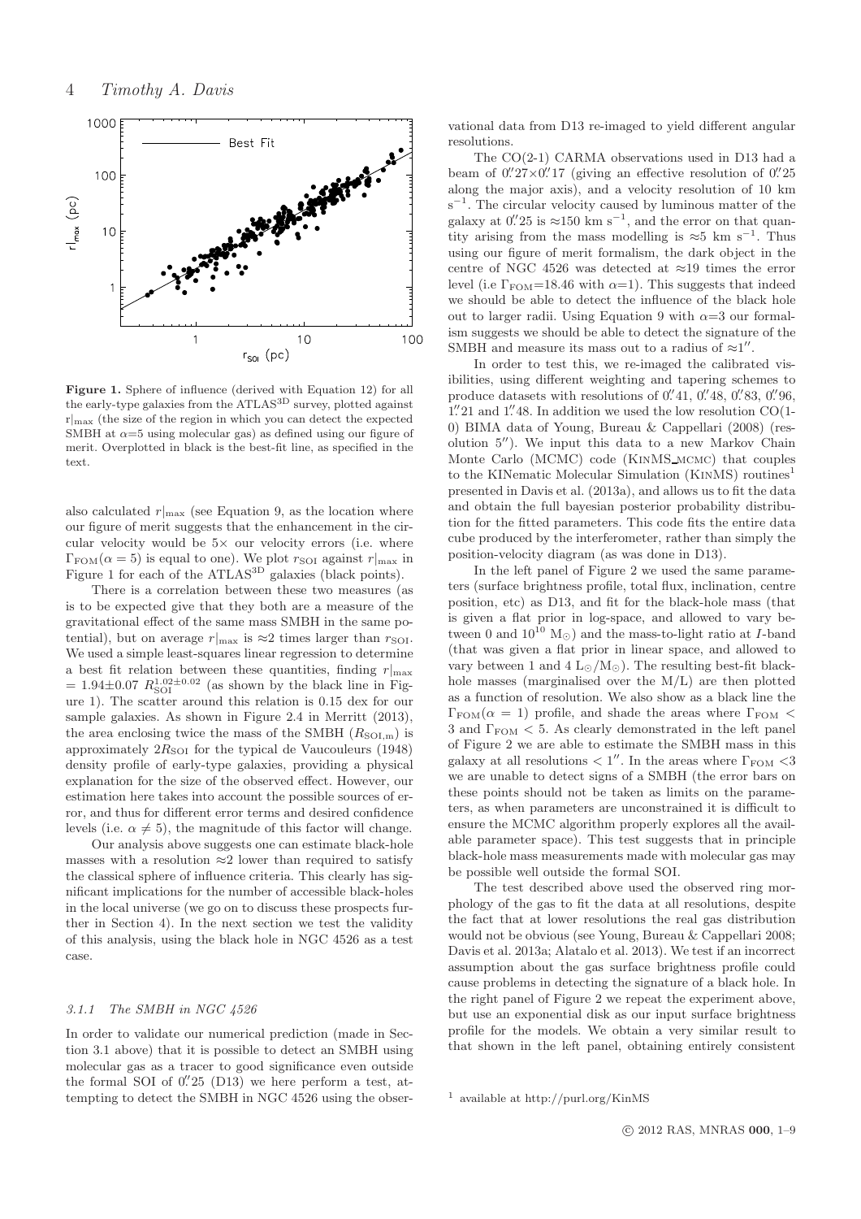**Figure 1.** Sphere of influence (derived with Equation 12) for all the early-type galaxies from the ATLAS$^{3D}$ survey, plotted against $r|_{\rm max}$ (the size of the region in which you can detect the expected SMBH at $\alpha$=5 using molecular gas) as defined using our figure of merit. Overplotted in black is the best-fit line, as specified in the text.

also calculated $r|_{\rm max}$ (see Equation 9, as the location where our figure of merit suggests that the enhancement in the circular velocity would be 5× our velocity errors (i.e. where $\Gamma_{\rm FOM}(\alpha = 5)$ is equal to one). We plot $r_{\rm SOI}$ against $r|_{\rm max}$ in Figure 1 for each of the ATLAS$^{3D}$ galaxies (black points).

There is a correlation between these two measures (as is to be expected give that they both are a measure of the gravitational effect of the same mass SMBH in the same potential), but on average $r|_{\rm max}$ is ≈2 times larger than $r_{\rm SOI}$. We used a simple least-squares linear regression to determine a best fit relation between these quantities, finding $r|_{\rm max} = 1.94{\pm}0.07\ R_{\rm SOI}^{1.02\pm0.02}$ (as shown by the black line in Figure 1). The scatter around this relation is 0.15 dex for our sample galaxies. As shown in Figure 2.4 in Merritt (2013), the area enclosing twice the mass of the SMBH ($R_{\rm SOI,m}$) is approximately $2R_{\rm SOI}$ for the typical de Vaucouleurs (1948) density profile of early-type galaxies, providing a physical explanation for the size of the observed effect. However, our estimation here takes into account the possible sources of error, and thus for different error terms and desired confidence levels (i.e. $\alpha \neq 5$), the magnitude of this factor will change.

Our analysis above suggests one can estimate black-hole masses with a resolution ≈2 lower than required to satisfy the classical sphere of influence criteria. This clearly has significant implications for the number of accessible black-holes in the local universe (we go on to discuss these prospects further in Section 4). In the next section we test the validity of this analysis, using the black hole in NGC 4526 as a test case.

### 3.1.1 The SMBH in NGC 4526

In order to validate our numerical prediction (made in Section 3.1 above) that it is possible to detect an SMBH using molecular gas as a tracer to good significance even outside the formal SOI of 0.″25 (D13) we here perform a test, attempting to detect the SMBH in NGC 4526 using the observational data from D13 re-imaged to yield different angular resolutions.

The CO(2-1) CARMA observations used in D13 had a beam of 0.″27×0.″17 (giving an effective resolution of 0.″25 along the major axis), and a velocity resolution of 10 km s$^{-1}$. The circular velocity caused by luminous matter of the galaxy at 0.″25 is ≈150 km s$^{-1}$, and the error on that quantity arising from the mass modelling is ≈5 km s$^{-1}$. Thus using our figure of merit formalism, the dark object in the centre of NGC 4526 was detected at ≈19 times the error level (i.e $\Gamma_{\rm FOM}$=18.46 with $\alpha$=1). This suggests that indeed we should be able to detect the influence of the black hole out to larger radii. Using Equation 9 with $\alpha$=3 our formalism suggests we should be able to detect the signature of the SMBH and measure its mass out to a radius of ≈1″.

In order to test this, we re-imaged the calibrated visibilities, using different weighting and tapering schemes to produce datasets with resolutions of 0.″41, 0.″48, 0.″83, 0.″96, 1.″21 and 1.″48. In addition we used the low resolution CO(1-0) BIMA data of Young, Bureau & Cappellari (2008) (resolution 5″). We input this data to a new Markov Chain Monte Carlo (MCMC) code (KinMS_MCMC) that couples to the KINematic Molecular Simulation (KinMS) routines[1] presented in Davis et al. (2013a), and allows us to fit the data and obtain the full bayesian posterior probability distribution for the fitted parameters. This code fits the entire data cube produced by the interferometer, rather than simply the position-velocity diagram (as was done in D13).

In the left panel of Figure 2 we used the same parameters (surface brightness profile, total flux, inclination, centre position, etc) as D13, and fit for the black-hole mass (that is given a flat prior in log-space, and allowed to vary between 0 and $10^{10}$ M$_\odot$) and the mass-to-light ratio at $I$-band (that was given a flat prior in linear space, and allowed to vary between 1 and 4 L$_\odot$/M$_\odot$). The resulting best-fit black-hole masses (marginalised over the M/L) are then plotted as a function of resolution. We also show as a black line the $\Gamma_{\rm FOM}(\alpha = 1)$ profile, and shade the areas where $\Gamma_{\rm FOM} < 3$ and $\Gamma_{\rm FOM} < 5$. As clearly demonstrated in the left panel of Figure 2 we are able to estimate the SMBH mass in this galaxy at all resolutions < 1″. In the areas where $\Gamma_{\rm FOM} < 3$ we are unable to detect signs of a SMBH (the error bars on these points should not be taken as limits on the parameters, as when parameters are unconstrained it is difficult to ensure the MCMC algorithm properly explores all the available parameter space). This test suggests that in principle black-hole mass measurements made with molecular gas may be possible well outside the formal SOI.

The test described above used the observed ring morphology of the gas to fit the data at all resolutions, despite the fact that at lower resolutions the real gas distribution would not be obvious (see Young, Bureau & Cappellari 2008; Davis et al. 2013a; Alatalo et al. 2013). We test if an incorrect assumption about the gas surface brightness profile could cause problems in detecting the signature of a black hole. In the right panel of Figure 2 we repeat the experiment above, but use an exponential disk as our input surface brightness profile for the models. We obtain a very similar result to that shown in the left panel, obtaining entirely consistent

[1] available at http://purl.org/KinMS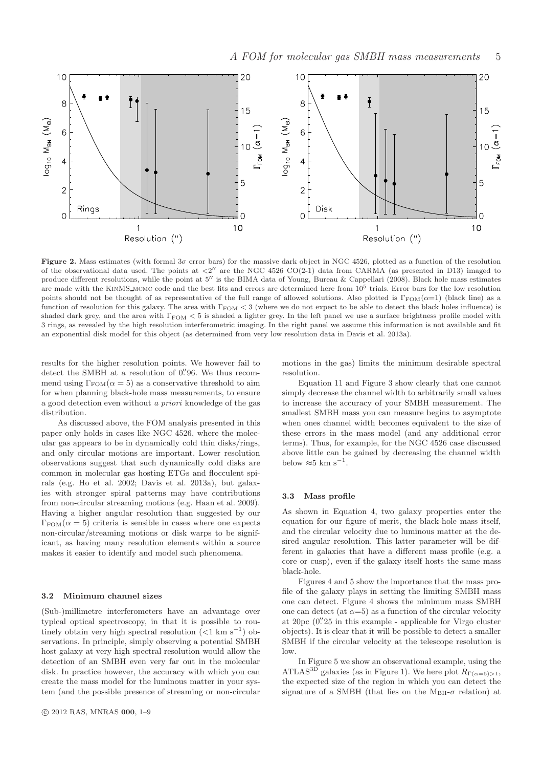**Figure 2.** Mass estimates (with formal 3$\sigma$ error bars) for the massive dark object in NGC 4526, plotted as a function of the resolution of the observational data used. The points at $<2''$ are the NGC 4526 CO(2-1) data from CARMA (as presented in D13) imaged to produce different resolutions, while the point at $5''$ is the BIMA data of Young, Bureau & Cappellari (2008). Black hole mass estimates are made with the KinMS_mcmc code and the best fits and errors are determined here from $10^5$ trials. Error bars for the low resolution points should not be thought of as representative of the full range of allowed solutions. Also plotted is $\Gamma_{\rm FOM}(\alpha$=1) (black line) as a function of resolution for this galaxy. The area with $\Gamma_{\rm FOM} < 3$ (where we do not expect to be able to detect the black holes influence) is shaded dark grey, and the area with $\Gamma_{\rm FOM} < 5$ is shaded a lighter grey. In the left panel we use a surface brightness profile model with 3 rings, as revealed by the high resolution interferometric imaging. In the right panel we assume this information is not available and fit an exponential disk model for this object (as determined from very low resolution data in Davis et al. 2013a).

results for the higher resolution points. We however fail to detect the SMBH at a resolution of $0.''96$. We thus recommend using $\Gamma_{\rm FOM}(\alpha = 5)$ as a conservative threshold to aim for when planning black-hole mass measurements, to ensure a good detection even without *a priori* knowledge of the gas distribution.

As discussed above, the FOM analysis presented in this paper only holds in cases like NGC 4526, where the molecular gas appears to be in dynamically cold thin disks/rings, and only circular motions are important. Lower resolution observations suggest that such dynamically cold disks are common in molecular gas hosting ETGs and flocculent spirals (e.g. Ho et al. 2002; Davis et al. 2013a), but galaxies with stronger spiral patterns may have contributions from non-circular streaming motions (e.g. Haan et al. 2009). Having a higher angular resolution than suggested by our $\Gamma_{\rm FOM}(\alpha = 5)$ criteria is sensible in cases where one expects non-circular/streaming motions or disk warps to be significant, as having many resolution elements within a source makes it easier to identify and model such phenomena.

### 3.2 Minimum channel sizes

(Sub-)millimetre interferometers have an advantage over typical optical spectroscopy, in that it is possible to routinely obtain very high spectral resolution ($<$1 km s$^{-1}$) observations. In principle, simply observing a potential SMBH host galaxy at very high spectral resolution would allow the detection of an SMBH even very far out in the molecular disk. In practice however, the accuracy with which you can create the mass model for the luminous matter in your system (and the possible presence of streaming or non-circular motions in the gas) limits the minimum desirable spectral resolution.

Equation 11 and Figure 3 show clearly that one cannot simply decrease the channel width to arbitrarily small values to increase the accuracy of your SMBH measurement. The smallest SMBH mass you can measure begins to asymptote when ones channel width becomes equivalent to the size of these errors in the mass model (and any additional error terms). Thus, for example, for the NGC 4526 case discussed above little can be gained by decreasing the channel width below $\approx$5 km s$^{-1}$.

### 3.3 Mass profile

As shown in Equation 4, two galaxy properties enter the equation for our figure of merit, the black-hole mass itself, and the circular velocity due to luminous matter at the desired angular resolution. This latter parameter will be different in galaxies that have a different mass profile (e.g. a core or cusp), even if the galaxy itself hosts the same mass black-hole.

Figures 4 and 5 show the importance that the mass profile of the galaxy plays in setting the limiting SMBH mass one can detect. Figure 4 shows the minimum mass SMBH one can detect (at $\alpha$=5) as a function of the circular velocity at 20pc ($0.''25$ in this example - applicable for Virgo cluster objects). It is clear that it will be possible to detect a smaller SMBH if the circular velocity at the telescope resolution is low.

In Figure 5 we show an observational example, using the ATLAS$^{\rm 3D}$ galaxies (as in Figure 1). We here plot $R_{\Gamma(\alpha=5)>1}$, the expected size of the region in which you can detect the signature of a SMBH (that lies on the $M_{\rm BH}$-$\sigma$ relation) at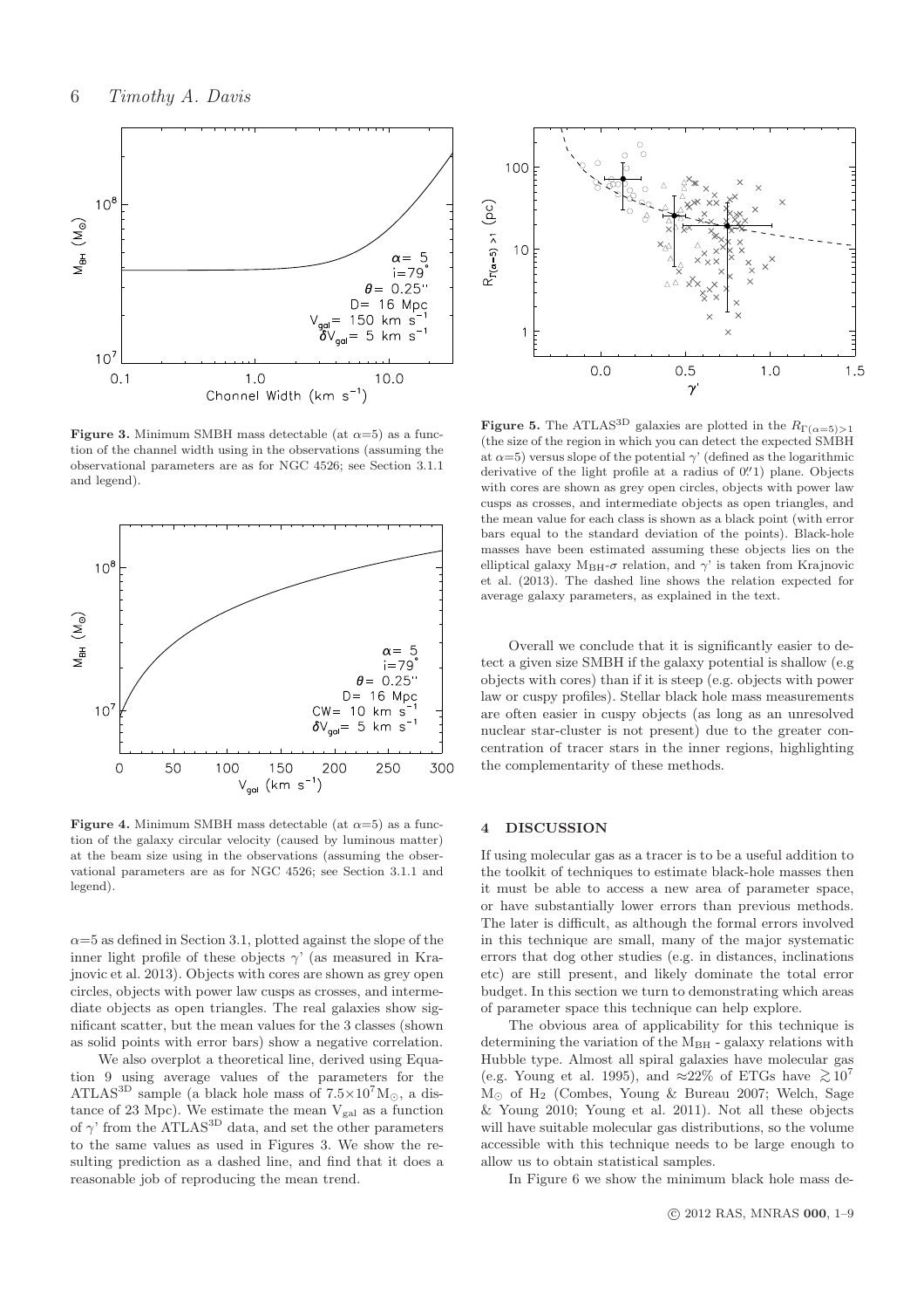**Figure 3.** Minimum SMBH mass detectable (at $\alpha$=5) as a function of the channel width using in the observations (assuming the observational parameters are as for NGC 4526; see Section 3.1.1 and legend).

**Figure 4.** Minimum SMBH mass detectable (at $\alpha$=5) as a function of the galaxy circular velocity (caused by luminous matter) at the beam size using in the observations (assuming the observational parameters are as for NGC 4526; see Section 3.1.1 and legend).

$\alpha$=5 as defined in Section 3.1, plotted against the slope of the inner light profile of these objects $\gamma$' (as measured in Krajnovic et al. 2013). Objects with cores are shown as grey open circles, objects with power law cusps as crosses, and intermediate objects as open triangles. The real galaxies show significant scatter, but the mean values for the 3 classes (shown as solid points with error bars) show a negative correlation.

We also overplot a theoretical line, derived using Equation 9 using average values of the parameters for the ATLAS$^{3D}$ sample (a black hole mass of $7.5\times10^7$M$_{\odot}$, a distance of 23 Mpc). We estimate the mean V$_{\rm gal}$ as a function of $\gamma$' from the ATLAS$^{3D}$ data, and set the other parameters to the same values as used in Figures 3. We show the resulting prediction as a dashed line, and find that it does a reasonable job of reproducing the mean trend.

**Figure 5.** The ATLAS$^{3D}$ galaxies are plotted in the $R_{\Gamma(\alpha=5)>1}$ (the size of the region in which you can detect the expected SMBH at $\alpha$=5) versus slope of the potential $\gamma$' (defined as the logarithmic derivative of the light profile at a radius of 0$''$.1) plane. Objects with cores are shown as grey open circles, objects with power law cusps as crosses, and intermediate objects as open triangles, and the mean value for each class is shown as a black point (with error bars equal to the standard deviation of the points). Black-hole masses have been estimated assuming these objects lies on the elliptical galaxy M$_{\rm BH}$-$\sigma$ relation, and $\gamma$' is taken from Krajnovic et al. (2013). The dashed line shows the relation expected for average galaxy parameters, as explained in the text.

Overall we conclude that it is significantly easier to detect a given size SMBH if the galaxy potential is shallow (e.g objects with cores) than if it is steep (e.g. objects with power law or cuspy profiles). Stellar black hole mass measurements are often easier in cuspy objects (as long as an unresolved nuclear star-cluster is not present) due to the greater concentration of tracer stars in the inner regions, highlighting the complementarity of these methods.

## 4 DISCUSSION

If using molecular gas as a tracer is to be a useful addition to the toolkit of techniques to estimate black-hole masses then it must be able to access a new area of parameter space, or have substantially lower errors than previous methods. The later is difficult, as although the formal errors involved in this technique are small, many of the major systematic errors that dog other studies (e.g. in distances, inclinations etc) are still present, and likely dominate the total error budget. In this section we turn to demonstrating which areas of parameter space this technique can help explore.

The obvious area of applicability for this technique is determining the variation of the M$_{\rm BH}$ - galaxy relations with Hubble type. Almost all spiral galaxies have molecular gas (e.g. Young et al. 1995), and $\approx$22% of ETGs have $\gtrsim 10^7$ M$_{\odot}$ of $H_2$ (Combes, Young & Bureau 2007; Welch, Sage & Young 2010; Young et al. 2011). Not all these objects will have suitable molecular gas distributions, so the volume accessible with this technique needs to be large enough to allow us to obtain statistical samples.

In Figure 6 we show the minimum black hole mass de-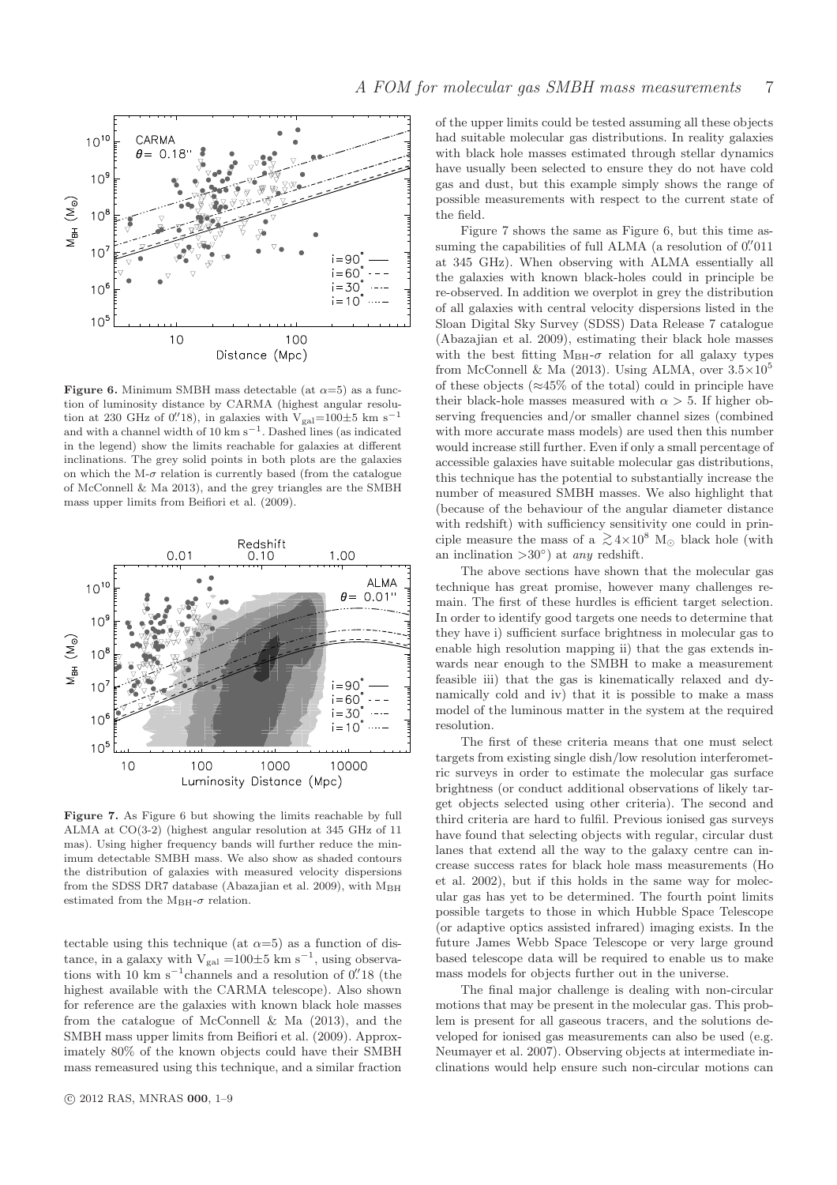CARMA

$\theta = 0.18''$

$M_{BH}$ ($M_\odot$)

Distance (Mpc)

i=90°

i=60°

i=30°

i=10°

**Figure 6.** Minimum SMBH mass detectable (at $\alpha$=5) as a function of luminosity distance by CARMA (highest angular resolution at 230 GHz of 0.″18), in galaxies with $V_{gal}$=100±5 km s$^{-1}$ and with a channel width of 10 km s$^{-1}$. Dashed lines (as indicated in the legend) show the limits reachable for galaxies at different inclinations. The grey solid points in both plots are the galaxies on which the M-$\sigma$ relation is currently based (from the catalogue of McConnell & Ma 2013), and the grey triangles are the SMBH mass upper limits from Beifiori et al. (2009).

Redshift

ALMA

$\theta = 0.01''$

$M_{BH}$ ($M_\odot$)

Luminosity Distance (Mpc)

i=90°

i=60°

i=30°

i=10°

**Figure 7.** As Figure 6 but showing the limits reachable by full ALMA at CO(3-2) (highest angular resolution at 345 GHz of 11 mas). Using higher frequency bands will further reduce the minimum detectable SMBH mass. We also show as shaded contours the distribution of galaxies with measured velocity dispersions from the SDSS DR7 database (Abazajian et al. 2009), with $M_{BH}$ estimated from the $M_{BH}$-$\sigma$ relation.

tectable using this technique (at $\alpha$=5) as a function of distance, in a galaxy with $V_{gal}$ =100±5 km s$^{-1}$, using observations with 10 km s$^{-1}$channels and a resolution of 0.″18 (the highest available with the CARMA telescope). Also shown for reference are the galaxies with known black hole masses from the catalogue of McConnell & Ma (2013), and the SMBH mass upper limits from Beifiori et al. (2009). Approximately 80% of the known objects could have their SMBH mass remeasured using this technique, and a similar fraction of the upper limits could be tested assuming all these objects had suitable molecular gas distributions. In reality galaxies with black hole masses estimated through stellar dynamics have usually been selected to ensure they do not have cold gas and dust, but this example simply shows the range of possible measurements with respect to the current state of the field.

Figure 7 shows the same as Figure 6, but this time assuming the capabilities of full ALMA (a resolution of 0.″011 at 345 GHz). When observing with ALMA essentially all the galaxies with known black-holes could in principle be re-observed. In addition we overplot in grey the distribution of all galaxies with central velocity dispersions listed in the Sloan Digital Sky Survey (SDSS) Data Release 7 catalogue (Abazajian et al. 2009), estimating their black hole masses with the best fitting $M_{BH}$-$\sigma$ relation for all galaxy types from McConnell & Ma (2013). Using ALMA, over $3.5\times10^5$ of these objects (≈45% of the total) could in principle have their black-hole masses measured with $\alpha > 5$. If higher observing frequencies and/or smaller channel sizes (combined with more accurate mass models) are used then this number would increase still further. Even if only a small percentage of accessible galaxies have suitable molecular gas distributions, this technique has the potential to substantially increase the number of measured SMBH masses. We also highlight that (because of the behaviour of the angular diameter distance with redshift) with sufficiency sensitivity one could in principle measure the mass of a $\gtrsim 4\times10^8$ $M_\odot$ black hole (with an inclination >30°) at *any* redshift.

The above sections have shown that the molecular gas technique has great promise, however many challenges remain. The first of these hurdles is efficient target selection. In order to identify good targets one needs to determine that they have i) sufficient surface brightness in molecular gas to enable high resolution mapping ii) that the gas extends inwards near enough to the SMBH to make a measurement feasible iii) that the gas is kinematically relaxed and dynamically cold and iv) that it is possible to make a mass model of the luminous matter in the system at the required resolution.

The first of these criteria means that one must select targets from existing single dish/low resolution interferometric surveys in order to estimate the molecular gas surface brightness (or conduct additional observations of likely target objects selected using other criteria). The second and third criteria are hard to fulfil. Previous ionised gas surveys have found that selecting objects with regular, circular dust lanes that extend all the way to the galaxy centre can increase success rates for black hole mass measurements (Ho et al. 2002), but if this holds in the same way for molecular gas has yet to be determined. The fourth point limits possible targets to those in which Hubble Space Telescope (or adaptive optics assisted infrared) imaging exists. In the future James Webb Space Telescope or very large ground based telescope data will be required to enable us to make mass models for objects further out in the universe.

The final major challenge is dealing with non-circular motions that may be present in the molecular gas. This problem is present for all gaseous tracers, and the solutions developed for ionised gas measurements can also be used (e.g. Neumayer et al. 2007). Observing objects at intermediate inclinations would help ensure such non-circular motions can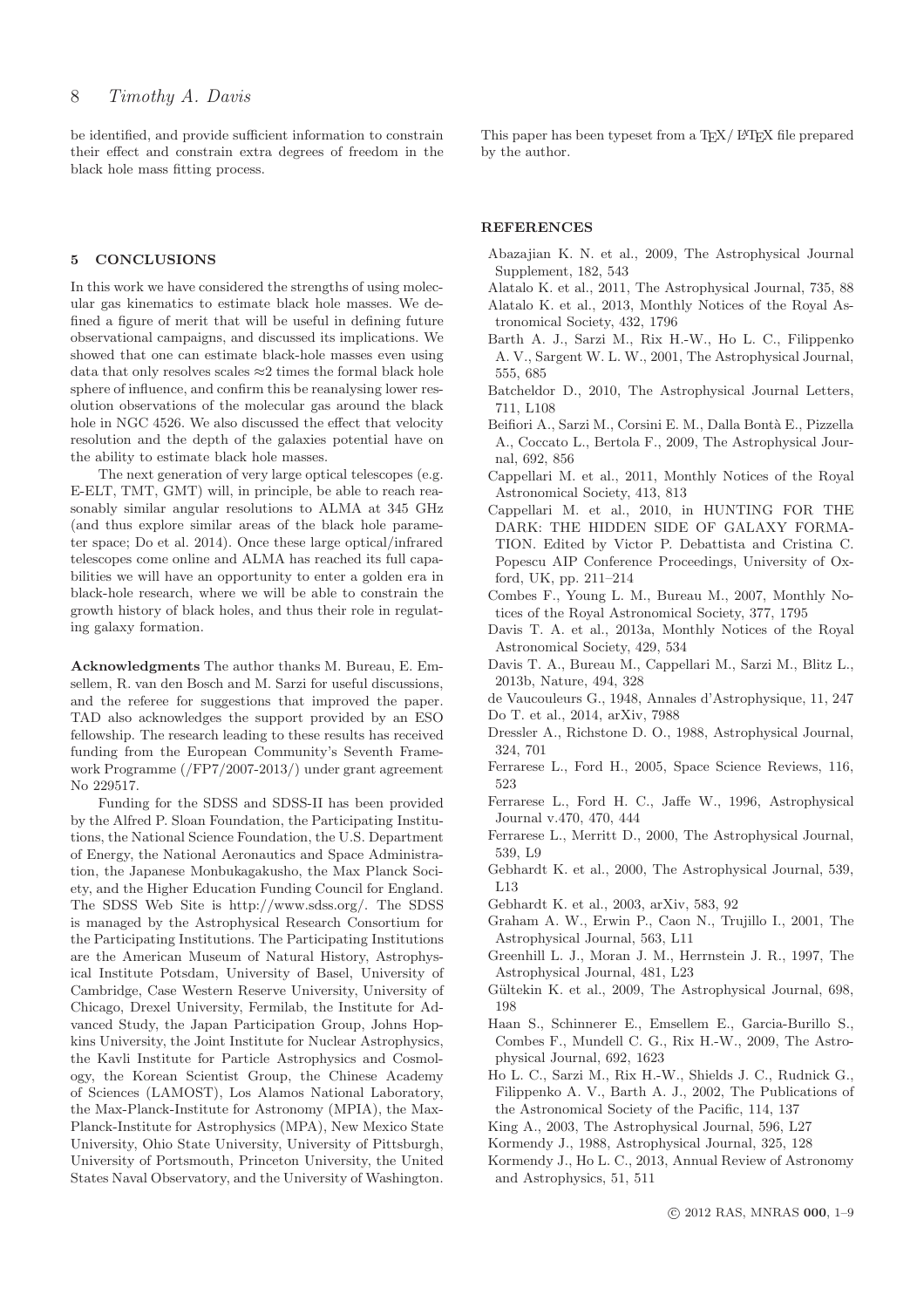be identified, and provide sufficient information to constrain their effect and constrain extra degrees of freedom in the black hole mass fitting process.

## 5 CONCLUSIONS

In this work we have considered the strengths of using molecular gas kinematics to estimate black hole masses. We defined a figure of merit that will be useful in defining future observational campaigns, and discussed its implications. We showed that one can estimate black-hole masses even using data that only resolves scales $\approx$2 times the formal black hole sphere of influence, and confirm this be reanalysing lower resolution observations of the molecular gas around the black hole in NGC 4526. We also discussed the effect that velocity resolution and the depth of the galaxies potential have on the ability to estimate black hole masses.

The next generation of very large optical telescopes (e.g. E-ELT, TMT, GMT) will, in principle, be able to reach reasonably similar angular resolutions to ALMA at 345 GHz (and thus explore similar areas of the black hole parameter space; Do et al. 2014). Once these large optical/infrared telescopes come online and ALMA has reached its full capabilities we will have an opportunity to enter a golden era in black-hole research, where we will be able to constrain the growth history of black holes, and thus their role in regulating galaxy formation.

**Acknowledgments** The author thanks M. Bureau, E. Emsellem, R. van den Bosch and M. Sarzi for useful discussions, and the referee for suggestions that improved the paper. TAD also acknowledges the support provided by an ESO fellowship. The research leading to these results has received funding from the European Community's Seventh Framework Programme (/FP7/2007-2013/) under grant agreement No 229517.

Funding for the SDSS and SDSS-II has been provided by the Alfred P. Sloan Foundation, the Participating Institutions, the National Science Foundation, the U.S. Department of Energy, the National Aeronautics and Space Administration, the Japanese Monbukagakusho, the Max Planck Society, and the Higher Education Funding Council for England. The SDSS Web Site is http://www.sdss.org/. The SDSS is managed by the Astrophysical Research Consortium for the Participating Institutions. The Participating Institutions are the American Museum of Natural History, Astrophysical Institute Potsdam, University of Basel, University of Cambridge, Case Western Reserve University, University of Chicago, Drexel University, Fermilab, the Institute for Advanced Study, the Japan Participation Group, Johns Hopkins University, the Joint Institute for Nuclear Astrophysics, the Kavli Institute for Particle Astrophysics and Cosmology, the Korean Scientist Group, the Chinese Academy of Sciences (LAMOST), Los Alamos National Laboratory, the Max-Planck-Institute for Astronomy (MPIA), the Max-Planck-Institute for Astrophysics (MPA), New Mexico State University, Ohio State University, University of Pittsburgh, University of Portsmouth, Princeton University, the United States Naval Observatory, and the University of Washington.

This paper has been typeset from a TEX/ LATEX file prepared by the author.

## REFERENCES

Abazajian K. N. et al., 2009, The Astrophysical Journal Supplement, 182, 543

Alatalo K. et al., 2011, The Astrophysical Journal, 735, 88

Alatalo K. et al., 2013, Monthly Notices of the Royal Astronomical Society, 432, 1796

Barth A. J., Sarzi M., Rix H.-W., Ho L. C., Filippenko A. V., Sargent W. L. W., 2001, The Astrophysical Journal, 555, 685

Batcheldor D., 2010, The Astrophysical Journal Letters, 711, L108

Beifiori A., Sarzi M., Corsini E. M., Dalla Bontà E., Pizzella A., Coccato L., Bertola F., 2009, The Astrophysical Journal, 692, 856

Cappellari M. et al., 2011, Monthly Notices of the Royal Astronomical Society, 413, 813

Cappellari M. et al., 2010, in HUNTING FOR THE DARK: THE HIDDEN SIDE OF GALAXY FORMATION. Edited by Victor P. Debattista and Cristina C. Popescu AIP Conference Proceedings, University of Oxford, UK, pp. 211–214

Combes F., Young L. M., Bureau M., 2007, Monthly Notices of the Royal Astronomical Society, 377, 1795

Davis T. A. et al., 2013a, Monthly Notices of the Royal Astronomical Society, 429, 534

Davis T. A., Bureau M., Cappellari M., Sarzi M., Blitz L., 2013b, Nature, 494, 328

de Vaucouleurs G., 1948, Annales d'Astrophysique, 11, 247

Do T. et al., 2014, arXiv, 7988

Dressler A., Richstone D. O., 1988, Astrophysical Journal, 324, 701

Ferrarese L., Ford H., 2005, Space Science Reviews, 116, 523

Ferrarese L., Ford H. C., Jaffe W., 1996, Astrophysical Journal v.470, 470, 444

Ferrarese L., Merritt D., 2000, The Astrophysical Journal, 539, L9

Gebhardt K. et al., 2000, The Astrophysical Journal, 539, L13

Gebhardt K. et al., 2003, arXiv, 583, 92

Graham A. W., Erwin P., Caon N., Trujillo I., 2001, The Astrophysical Journal, 563, L11

Greenhill L. J., Moran J. M., Herrnstein J. R., 1997, The Astrophysical Journal, 481, L23

Gültekin K. et al., 2009, The Astrophysical Journal, 698, 198

Haan S., Schinnerer E., Emsellem E., Garcia-Burillo S., Combes F., Mundell C. G., Rix H.-W., 2009, The Astrophysical Journal, 692, 1623

Ho L. C., Sarzi M., Rix H.-W., Shields J. C., Rudnick G., Filippenko A. V., Barth A. J., 2002, The Publications of the Astronomical Society of the Pacific, 114, 137

King A., 2003, The Astrophysical Journal, 596, L27

Kormendy J., 1988, Astrophysical Journal, 325, 128

Kormendy J., Ho L. C., 2013, Annual Review of Astronomy and Astrophysics, 51, 511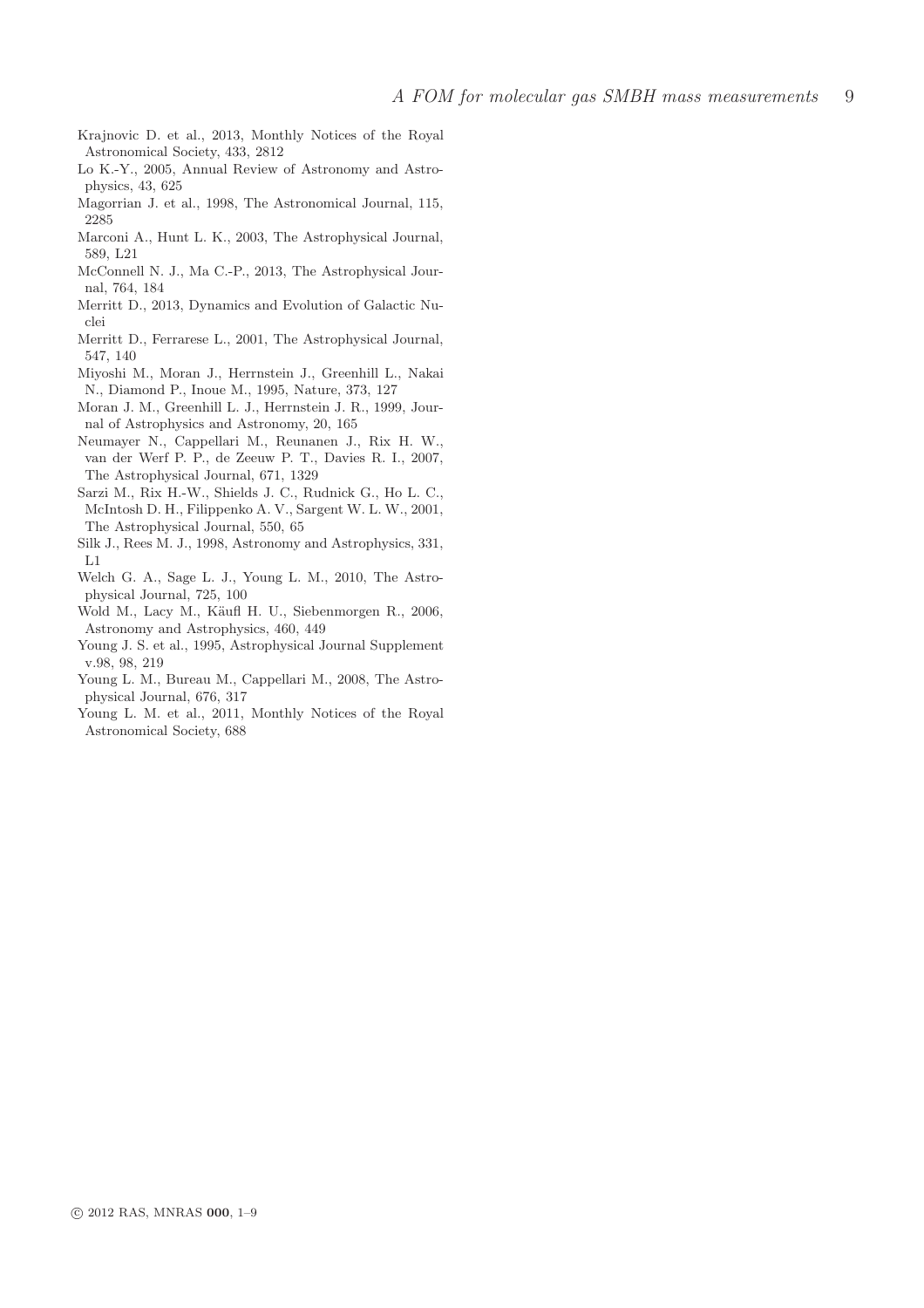Krajnovic D. et al., 2013, Monthly Notices of the Royal Astronomical Society, 433, 2812

Lo K.-Y., 2005, Annual Review of Astronomy and Astrophysics, 43, 625

Magorrian J. et al., 1998, The Astronomical Journal, 115, 2285

Marconi A., Hunt L. K., 2003, The Astrophysical Journal, 589, L21

McConnell N. J., Ma C.-P., 2013, The Astrophysical Journal, 764, 184

Merritt D., 2013, Dynamics and Evolution of Galactic Nuclei

Merritt D., Ferrarese L., 2001, The Astrophysical Journal, 547, 140

Miyoshi M., Moran J., Herrnstein J., Greenhill L., Nakai N., Diamond P., Inoue M., 1995, Nature, 373, 127

Moran J. M., Greenhill L. J., Herrnstein J. R., 1999, Journal of Astrophysics and Astronomy, 20, 165

Neumayer N., Cappellari M., Reunanen J., Rix H. W., van der Werf P. P., de Zeeuw P. T., Davies R. I., 2007, The Astrophysical Journal, 671, 1329

Sarzi M., Rix H.-W., Shields J. C., Rudnick G., Ho L. C., McIntosh D. H., Filippenko A. V., Sargent W. L. W., 2001, The Astrophysical Journal, 550, 65

Silk J., Rees M. J., 1998, Astronomy and Astrophysics, 331, L1

Welch G. A., Sage L. J., Young L. M., 2010, The Astrophysical Journal, 725, 100

Wold M., Lacy M., Käufl H. U., Siebenmorgen R., 2006, Astronomy and Astrophysics, 460, 449

Young J. S. et al., 1995, Astrophysical Journal Supplement v.98, 98, 219

Young L. M., Bureau M., Cappellari M., 2008, The Astrophysical Journal, 676, 317

Young L. M. et al., 2011, Monthly Notices of the Royal Astronomical Society, 688